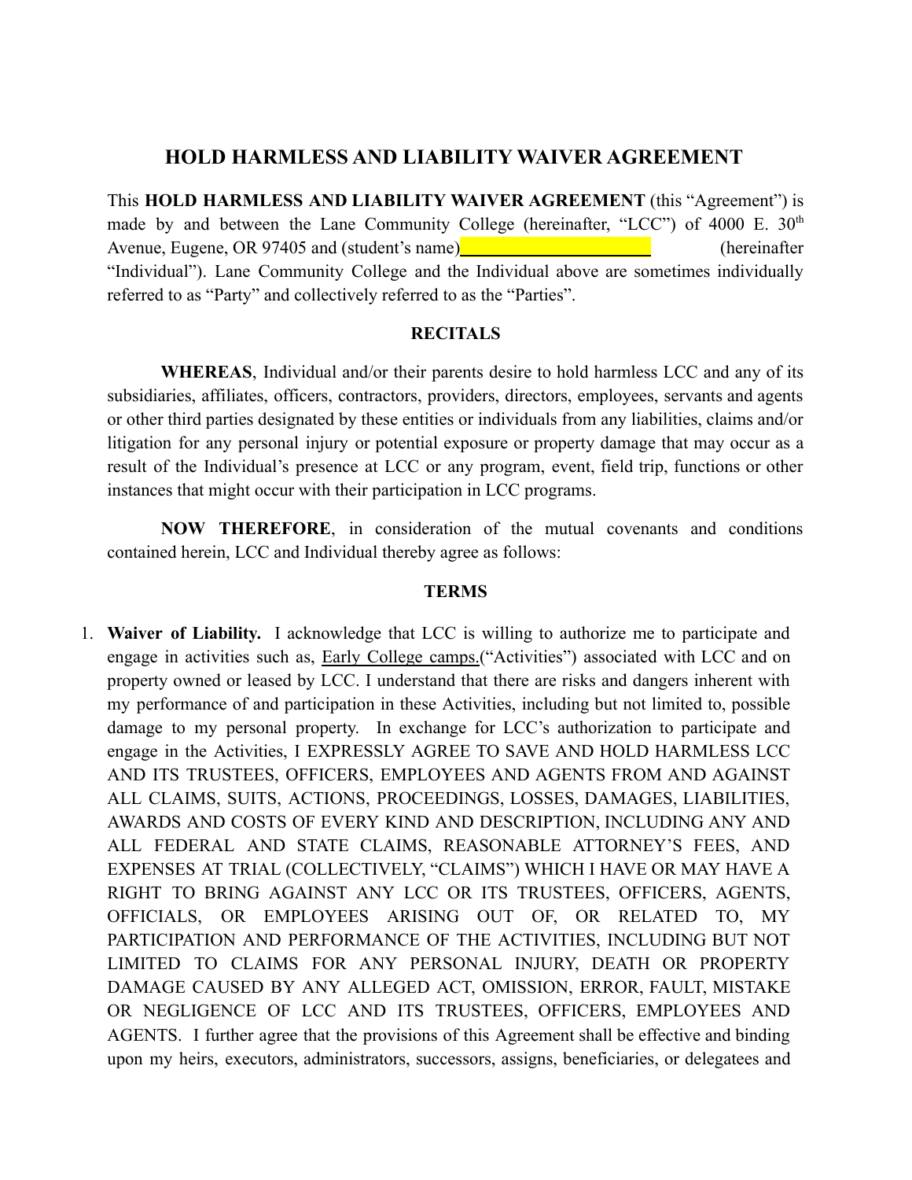# HOLD HARMLESS AND LIABILITY WAIVER AGREEMENT

This **HOLD HARMLESS AND LIABILITY WAIVER AGREEMENT** (this "Agreement") is made by and between the Lane Community College (hereinafter, "LCC") of 4000 E. 30th Avenue, Eugene, OR 97405 and (student's name)______________________ (hereinafter "Individual"). Lane Community College and the Individual above are sometimes individually referred to as "Party" and collectively referred to as the "Parties".

## RECITALS

**WHEREAS**, Individual and/or their parents desire to hold harmless LCC and any of its subsidiaries, affiliates, officers, contractors, providers, directors, employees, servants and agents or other third parties designated by these entities or individuals from any liabilities, claims and/or litigation for any personal injury or potential exposure or property damage that may occur as a result of the Individual's presence at LCC or any program, event, field trip, functions or other instances that might occur with their participation in LCC programs.

**NOW THEREFORE**, in consideration of the mutual covenants and conditions contained herein, LCC and Individual thereby agree as follows:

## TERMS

1. **Waiver of Liability.** I acknowledge that LCC is willing to authorize me to participate and engage in activities such as, Early College camps.("Activities") associated with LCC and on property owned or leased by LCC. I understand that there are risks and dangers inherent with my performance of and participation in these Activities, including but not limited to, possible damage to my personal property. In exchange for LCC's authorization to participate and engage in the Activities, I EXPRESSLY AGREE TO SAVE AND HOLD HARMLESS LCC AND ITS TRUSTEES, OFFICERS, EMPLOYEES AND AGENTS FROM AND AGAINST ALL CLAIMS, SUITS, ACTIONS, PROCEEDINGS, LOSSES, DAMAGES, LIABILITIES, AWARDS AND COSTS OF EVERY KIND AND DESCRIPTION, INCLUDING ANY AND ALL FEDERAL AND STATE CLAIMS, REASONABLE ATTORNEY'S FEES, AND EXPENSES AT TRIAL (COLLECTIVELY, "CLAIMS") WHICH I HAVE OR MAY HAVE A RIGHT TO BRING AGAINST ANY LCC OR ITS TRUSTEES, OFFICERS, AGENTS, OFFICIALS, OR EMPLOYEES ARISING OUT OF, OR RELATED TO, MY PARTICIPATION AND PERFORMANCE OF THE ACTIVITIES, INCLUDING BUT NOT LIMITED TO CLAIMS FOR ANY PERSONAL INJURY, DEATH OR PROPERTY DAMAGE CAUSED BY ANY ALLEGED ACT, OMISSION, ERROR, FAULT, MISTAKE OR NEGLIGENCE OF LCC AND ITS TRUSTEES, OFFICERS, EMPLOYEES AND AGENTS. I further agree that the provisions of this Agreement shall be effective and binding upon my heirs, executors, administrators, successors, assigns, beneficiaries, or delegatees and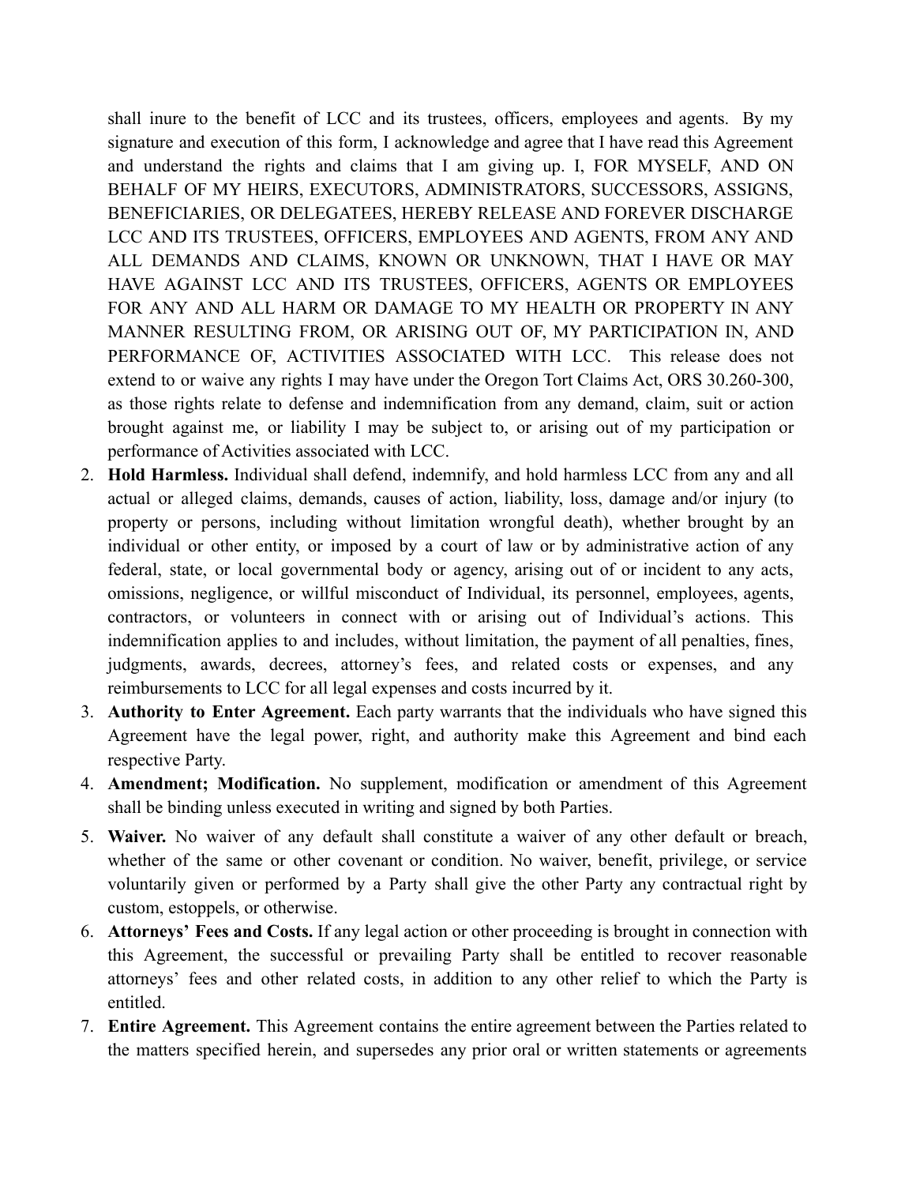shall inure to the benefit of LCC and its trustees, officers, employees and agents. By my signature and execution of this form, I acknowledge and agree that I have read this Agreement and understand the rights and claims that I am giving up. I, FOR MYSELF, AND ON BEHALF OF MY HEIRS, EXECUTORS, ADMINISTRATORS, SUCCESSORS, ASSIGNS, BENEFICIARIES, OR DELEGATEES, HEREBY RELEASE AND FOREVER DISCHARGE LCC AND ITS TRUSTEES, OFFICERS, EMPLOYEES AND AGENTS, FROM ANY AND ALL DEMANDS AND CLAIMS, KNOWN OR UNKNOWN, THAT I HAVE OR MAY HAVE AGAINST LCC AND ITS TRUSTEES, OFFICERS, AGENTS OR EMPLOYEES FOR ANY AND ALL HARM OR DAMAGE TO MY HEALTH OR PROPERTY IN ANY MANNER RESULTING FROM, OR ARISING OUT OF, MY PARTICIPATION IN, AND PERFORMANCE OF, ACTIVITIES ASSOCIATED WITH LCC. This release does not extend to or waive any rights I may have under the Oregon Tort Claims Act, ORS 30.260-300, as those rights relate to defense and indemnification from any demand, claim, suit or action brought against me, or liability I may be subject to, or arising out of my participation or performance of Activities associated with LCC.

2. **Hold Harmless.** Individual shall defend, indemnify, and hold harmless LCC from any and all actual or alleged claims, demands, causes of action, liability, loss, damage and/or injury (to property or persons, including without limitation wrongful death), whether brought by an individual or other entity, or imposed by a court of law or by administrative action of any federal, state, or local governmental body or agency, arising out of or incident to any acts, omissions, negligence, or willful misconduct of Individual, its personnel, employees, agents, contractors, or volunteers in connect with or arising out of Individual's actions. This indemnification applies to and includes, without limitation, the payment of all penalties, fines, judgments, awards, decrees, attorney's fees, and related costs or expenses, and any reimbursements to LCC for all legal expenses and costs incurred by it.
3. **Authority to Enter Agreement.** Each party warrants that the individuals who have signed this Agreement have the legal power, right, and authority make this Agreement and bind each respective Party.
4. **Amendment; Modification.** No supplement, modification or amendment of this Agreement shall be binding unless executed in writing and signed by both Parties.
5. **Waiver.** No waiver of any default shall constitute a waiver of any other default or breach, whether of the same or other covenant or condition. No waiver, benefit, privilege, or service voluntarily given or performed by a Party shall give the other Party any contractual right by custom, estoppels, or otherwise.
6. **Attorneys' Fees and Costs.** If any legal action or other proceeding is brought in connection with this Agreement, the successful or prevailing Party shall be entitled to recover reasonable attorneys' fees and other related costs, in addition to any other relief to which the Party is entitled.
7. **Entire Agreement.** This Agreement contains the entire agreement between the Parties related to the matters specified herein, and supersedes any prior oral or written statements or agreements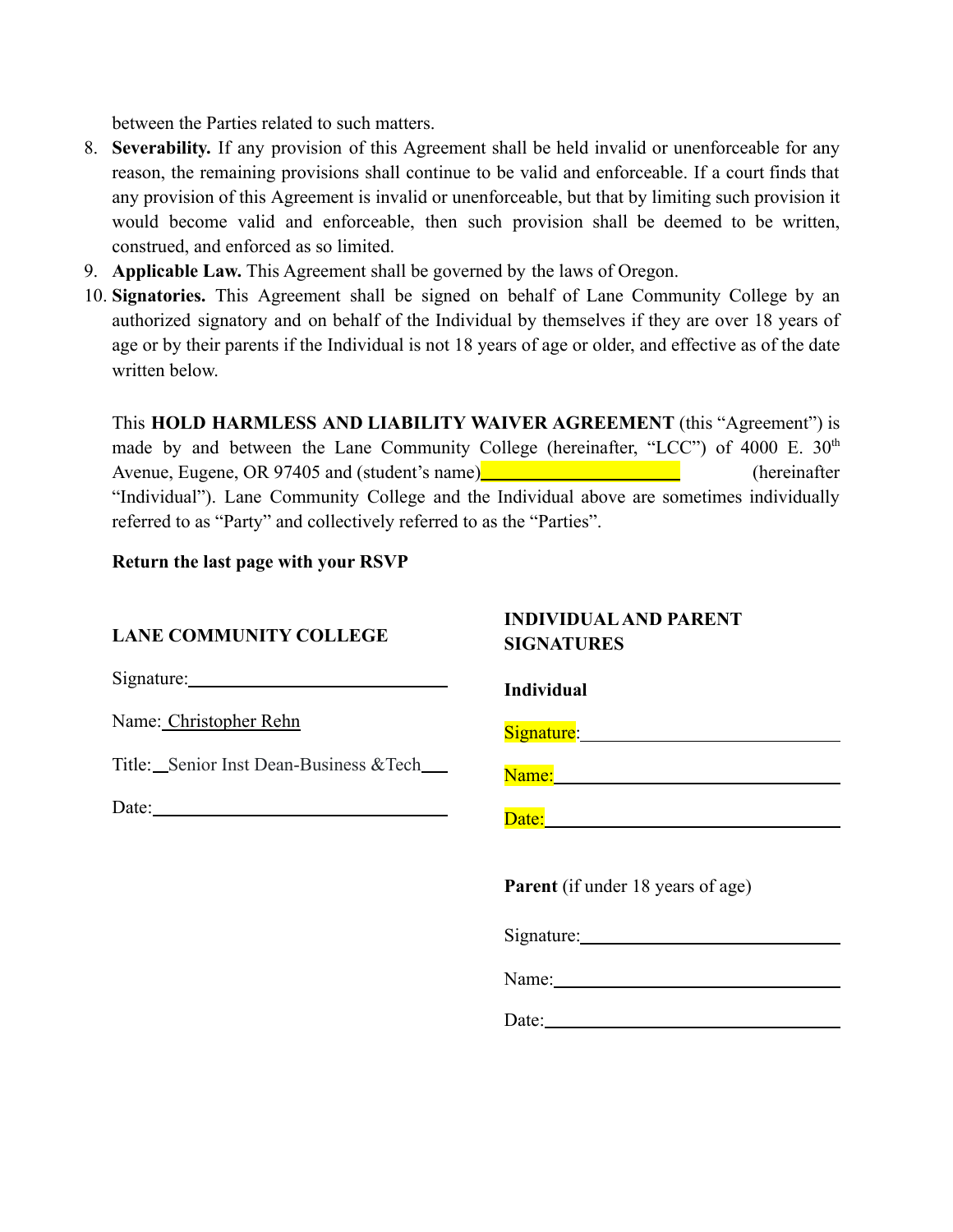between the Parties related to such matters.

8. **Severability.** If any provision of this Agreement shall be held invalid or unenforceable for any reason, the remaining provisions shall continue to be valid and enforceable. If a court finds that any provision of this Agreement is invalid or unenforceable, but that by limiting such provision it would become valid and enforceable, then such provision shall be deemed to be written, construed, and enforced as so limited.
9. **Applicable Law.** This Agreement shall be governed by the laws of Oregon.
10. **Signatories.** This Agreement shall be signed on behalf of Lane Community College by an authorized signatory and on behalf of the Individual by themselves if they are over 18 years of age or by their parents if the Individual is not 18 years of age or older, and effective as of the date written below.

This **HOLD HARMLESS AND LIABILITY WAIVER AGREEMENT** (this "Agreement") is made by and between the Lane Community College (hereinafter, "LCC") of 4000 E. 30th Avenue, Eugene, OR 97405 and (student's name)______________________ (hereinafter "Individual"). Lane Community College and the Individual above are sometimes individually referred to as "Party" and collectively referred to as the "Parties".

**Return the last page with your RSVP**

**LANE COMMUNITY COLLEGE**

Signature:____________________________

Name: Christopher Rehn

Title: Senior Inst Dean-Business &Tech

Date:______________________________

**INDIVIDUAL AND PARENT SIGNATURES**

**Individual**

Signature:____________________________

Name:______________________________

Date:______________________________

**Parent** (if under 18 years of age)

Signature:____________________________

Name:______________________________

Date:______________________________